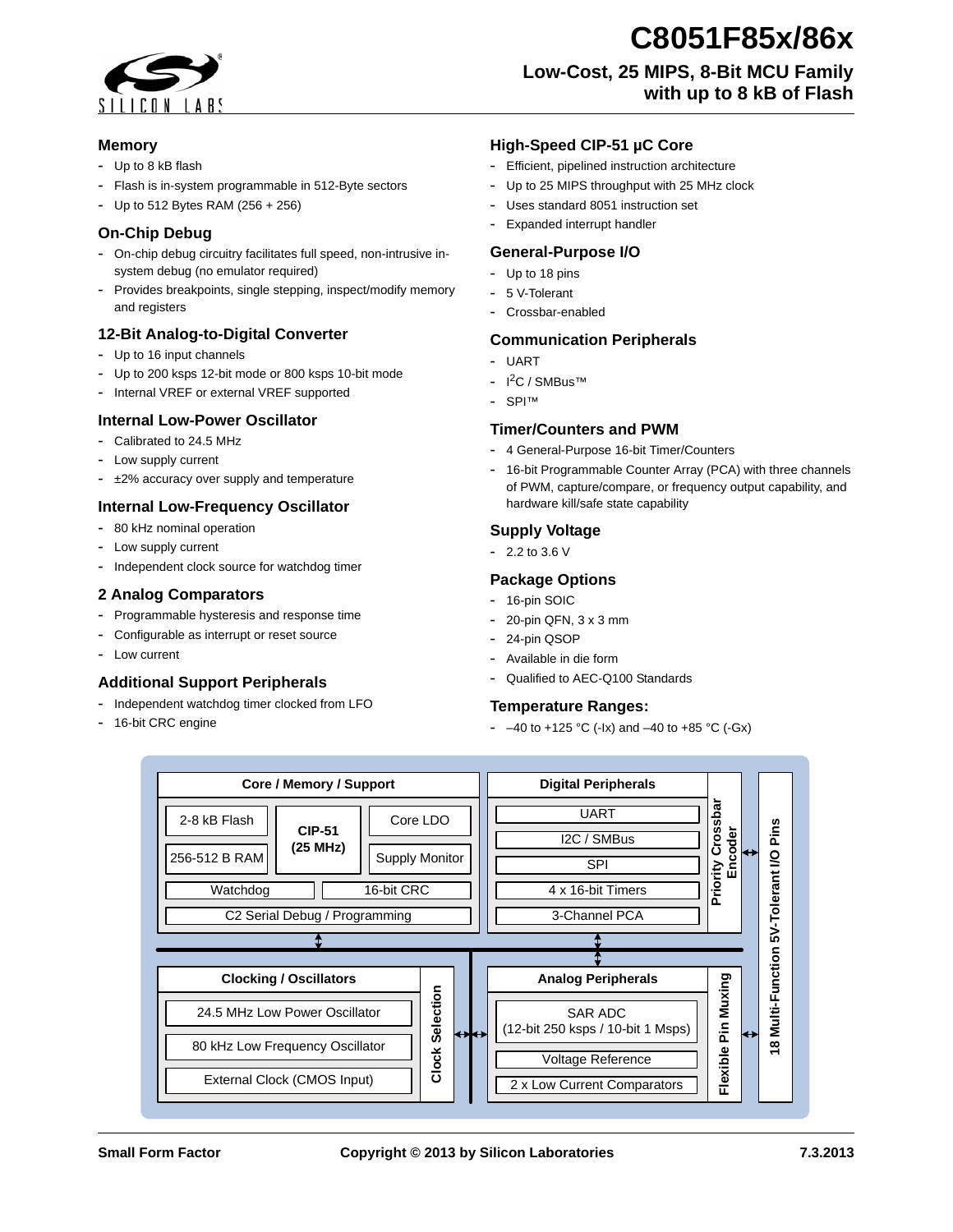# C8051F85x/86x

## Low-Cost, 25 MIPS, 8-Bit MCU Family with up to 8 kB of Flash

### Memory

- Up to 8 kB flash
- Flash is in-system programmable in 512-Byte sectors
- Up to 512 Bytes RAM (256 + 256)

### On-Chip Debug

- On-chip debug circuitry facilitates full speed, non-intrusive in-system debug (no emulator required)
- Provides breakpoints, single stepping, inspect/modify memory and registers

### 12-Bit Analog-to-Digital Converter

- Up to 16 input channels
- Up to 200 ksps 12-bit mode or 800 ksps 10-bit mode
- Internal VREF or external VREF supported

### Internal Low-Power Oscillator

- Calibrated to 24.5 MHz
- Low supply current
- ±2% accuracy over supply and temperature

### Internal Low-Frequency Oscillator

- 80 kHz nominal operation
- Low supply current
- Independent clock source for watchdog timer

### 2 Analog Comparators

- Programmable hysteresis and response time
- Configurable as interrupt or reset source
- Low current

### Additional Support Peripherals

- Independent watchdog timer clocked from LFO
- 16-bit CRC engine

### High-Speed CIP-51 µC Core

- Efficient, pipelined instruction architecture
- Up to 25 MIPS throughput with 25 MHz clock
- Uses standard 8051 instruction set
- Expanded interrupt handler

### General-Purpose I/O

- Up to 18 pins
- 5 V-Tolerant
- Crossbar-enabled

### Communication Peripherals

- UART
- $I^2C$ / SMBus™
- SPI™

### Timer/Counters and PWM

- 4 General-Purpose 16-bit Timer/Counters
- 16-bit Programmable Counter Array (PCA) with three channels of PWM, capture/compare, or frequency output capability, and hardware kill/safe state capability

### Supply Voltage

- 2.2 to 3.6 V

### Package Options

- 16-pin SOIC
- 20-pin QFN, 3 x 3 mm
- 24-pin QSOP
- Available in die form
- Qualified to AEC-Q100 Standards

### Temperature Ranges:

- –40 to +125 °C (-Ix) and –40 to +85 °C (-Gx)

**Core / Memory / Support**
- 2-8 kB Flash
- 256-512 B RAM
- CIP-51 (25 MHz)
- Core LDO
- Supply Monitor
- Watchdog
- 16-bit CRC
- C2 Serial Debug / Programming

**Digital Peripherals**
- UART
- I2C / SMBus
- SPI
- 4 x 16-bit Timers
- 3-Channel PCA
- Priority Crossbar Encoder

**Clocking / Oscillators**
- 24.5 MHz Low Power Oscillator
- 80 kHz Low Frequency Oscillator
- External Clock (CMOS Input)
- Clock Selection

**Analog Peripherals**
- SAR ADC (12-bit 250 ksps / 10-bit 1 Msps)
- Voltage Reference
- 2 x Low Current Comparators
- Flexible Pin Muxing

**18 Multi-Function 5V-Tolerant I/O Pins**

Small Form Factor | Copyright © 2013 by Silicon Laboratories | 7.3.2013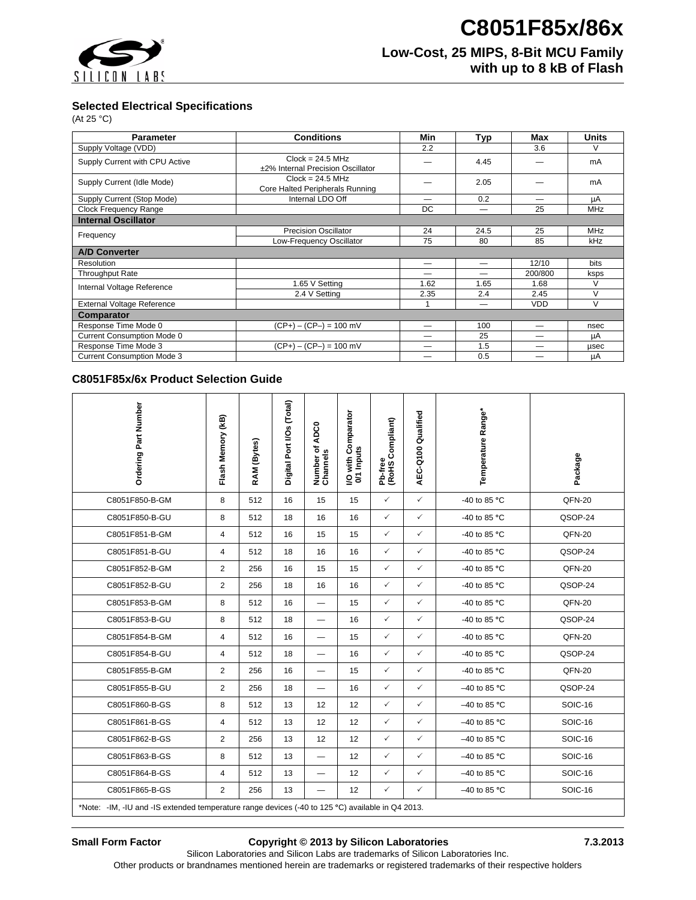# C8051F85x/86x

## Low-Cost, 25 MIPS, 8-Bit MCU Family with up to 8 kB of Flash

### Selected Electrical Specifications

(At 25 °C)

| Parameter | Conditions | Min | Typ | Max | Units |
|---|---|---|---|---|---|
| Supply Voltage (VDD) | | 2.2 | | 3.6 | V |
| Supply Current with CPU Active | Clock = 24.5 MHz ±2% Internal Precision Oscillator | — | 4.45 | — | mA |
| Supply Current (Idle Mode) | Clock = 24.5 MHz Core Halted Peripherals Running | — | 2.05 | — | mA |
| Supply Current (Stop Mode) | Internal LDO Off | — | 0.2 | — | µA |
| Clock Frequency Range | | DC | — | 25 | MHz |
| **Internal Oscillator** | | | | | |
| Frequency | Precision Oscillator | 24 | 24.5 | 25 | MHz |
| | Low-Frequency Oscillator | 75 | 80 | 85 | kHz |
| **A/D Converter** | | | | | |
| Resolution | | — | — | 12/10 | bits |
| Throughput Rate | | — | — | 200/800 | ksps |
| Internal Voltage Reference | 1.65 V Setting | 1.62 | 1.65 | 1.68 | V |
| | 2.4 V Setting | 2.35 | 2.4 | 2.45 | V |
| External Voltage Reference | | 1 | — | VDD | V |
| **Comparator** | | | | | |
| Response Time Mode 0 | (CP+) – (CP–) = 100 mV | — | 100 | — | nsec |
| Current Consumption Mode 0 | | — | 25 | — | µA |
| Response Time Mode 3 | (CP+) – (CP–) = 100 mV | — | 1.5 | — | µsec |
| Current Consumption Mode 3 | | — | 0.5 | — | µA |

### C8051F85x/6x Product Selection Guide

| Ordering Part Number | Flash Memory (kB) | RAM (Bytes) | Digital Port I/Os (Total) | Number of ADC0 Channels | I/O with Comparator 0/1 Inputs | Pb-free (RoHS Compliant) | AEC-Q100 Qualified | Temperature Range* | Package |
|---|---|---|---|---|---|---|---|---|---|
| C8051F850-B-GM | 8 | 512 | 16 | 15 | 15 | ✓ | ✓ | -40 to 85 °C | QFN-20 |
| C8051F850-B-GU | 8 | 512 | 18 | 16 | 16 | ✓ | ✓ | -40 to 85 °C | QSOP-24 |
| C8051F851-B-GM | 4 | 512 | 16 | 15 | 15 | ✓ | ✓ | -40 to 85 °C | QFN-20 |
| C8051F851-B-GU | 4 | 512 | 18 | 16 | 16 | ✓ | ✓ | -40 to 85 °C | QSOP-24 |
| C8051F852-B-GM | 2 | 256 | 16 | 15 | 15 | ✓ | ✓ | -40 to 85 °C | QFN-20 |
| C8051F852-B-GU | 2 | 256 | 18 | 16 | 16 | ✓ | ✓ | -40 to 85 °C | QSOP-24 |
| C8051F853-B-GM | 8 | 512 | 16 | — | 15 | ✓ | ✓ | -40 to 85 °C | QFN-20 |
| C8051F853-B-GU | 8 | 512 | 18 | — | 16 | ✓ | ✓ | -40 to 85 °C | QSOP-24 |
| C8051F854-B-GM | 4 | 512 | 16 | — | 15 | ✓ | ✓ | -40 to 85 °C | QFN-20 |
| C8051F854-B-GU | 4 | 512 | 18 | — | 16 | ✓ | ✓ | -40 to 85 °C | QSOP-24 |
| C8051F855-B-GM | 2 | 256 | 16 | — | 15 | ✓ | ✓ | -40 to 85 °C | QFN-20 |
| C8051F855-B-GU | 2 | 256 | 18 | — | 16 | ✓ | ✓ | –40 to 85 °C | QSOP-24 |
| C8051F860-B-GS | 8 | 512 | 13 | 12 | 12 | ✓ | ✓ | –40 to 85 °C | SOIC-16 |
| C8051F861-B-GS | 4 | 512 | 13 | 12 | 12 | ✓ | ✓ | –40 to 85 °C | SOIC-16 |
| C8051F862-B-GS | 2 | 256 | 13 | 12 | 12 | ✓ | ✓ | –40 to 85 °C | SOIC-16 |
| C8051F863-B-GS | 8 | 512 | 13 | — | 12 | ✓ | ✓ | –40 to 85 °C | SOIC-16 |
| C8051F864-B-GS | 4 | 512 | 13 | — | 12 | ✓ | ✓ | –40 to 85 °C | SOIC-16 |
| C8051F865-B-GS | 2 | 256 | 13 | — | 12 | ✓ | ✓ | –40 to 85 °C | SOIC-16 |

*Note: -IM, -IU and -IS extended temperature range devices (-40 to 125 °C) available in Q4 2013.

**Small Form Factor** **Copyright © 2013 by Silicon Laboratories** **7.3.2013**

Silicon Laboratories and Silicon Labs are trademarks of Silicon Laboratories Inc.

Other products or brandnames mentioned herein are trademarks or registered trademarks of their respective holders